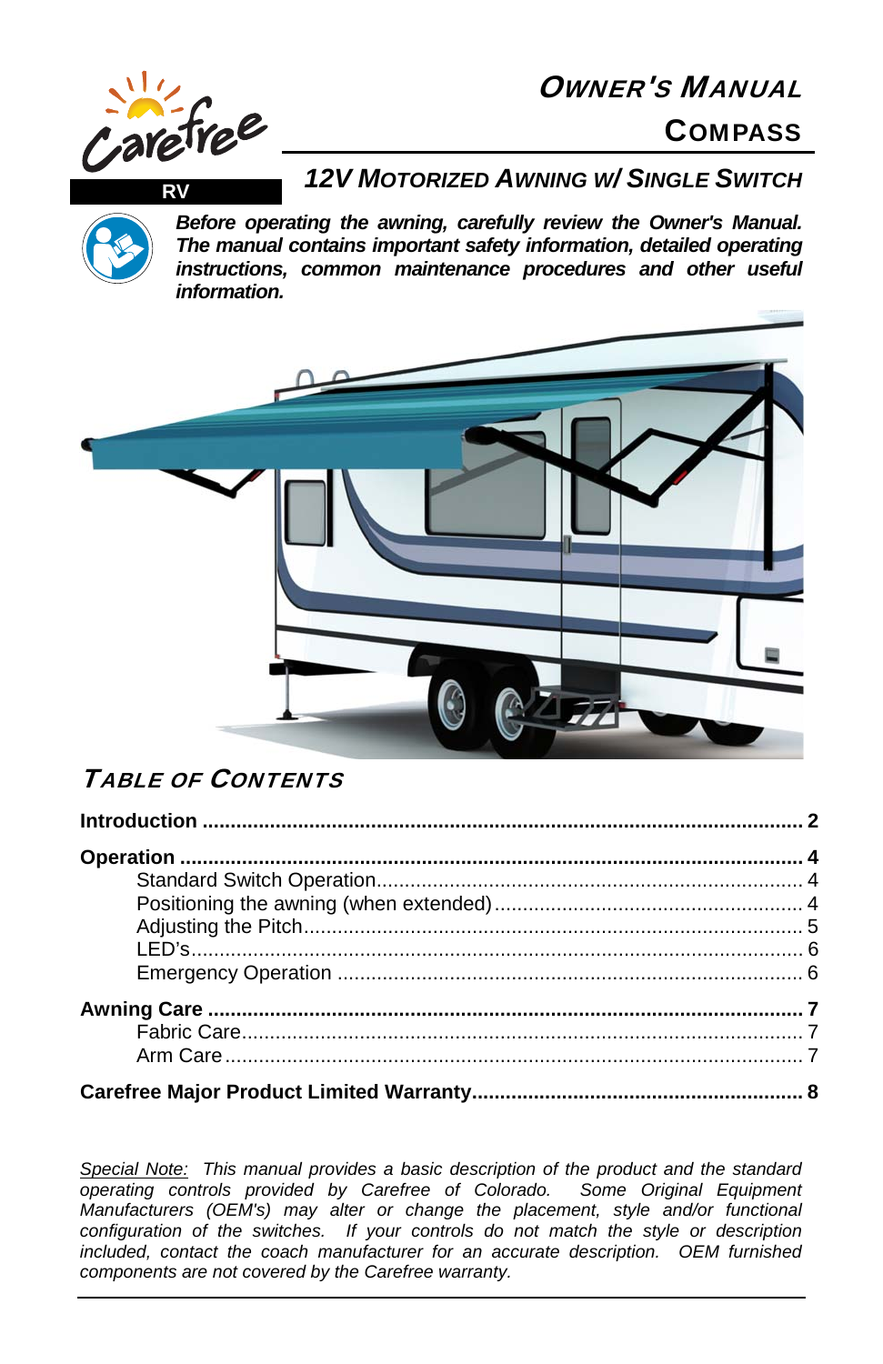Carefree RV

# OWNER'S MANUAL

# COMPASS

## 12V MOTORIZED AWNING W/ SINGLE SWITCH

***Before operating the awning, carefully review the Owner's Manual. The manual contains important safety information, detailed operating instructions, common maintenance procedures and other useful information.***

## TABLE OF CONTENTS

**Introduction** .......... **2**

**Operation** .......... **4**
- Standard Switch Operation .......... 4
- Positioning the awning (when extended) .......... 4
- Adjusting the Pitch .......... 5
- LED's .......... 6
- Emergency Operation .......... 6

**Awning Care** .......... **7**
- Fabric Care .......... 7
- Arm Care .......... 7

**Carefree Major Product Limited Warranty** .......... **8**

*Special Note: This manual provides a basic description of the product and the standard operating controls provided by Carefree of Colorado. Some Original Equipment Manufacturers (OEM's) may alter or change the placement, style and/or functional configuration of the switches. If your controls do not match the style or description included, contact the coach manufacturer for an accurate description. OEM furnished components are not covered by the Carefree warranty.*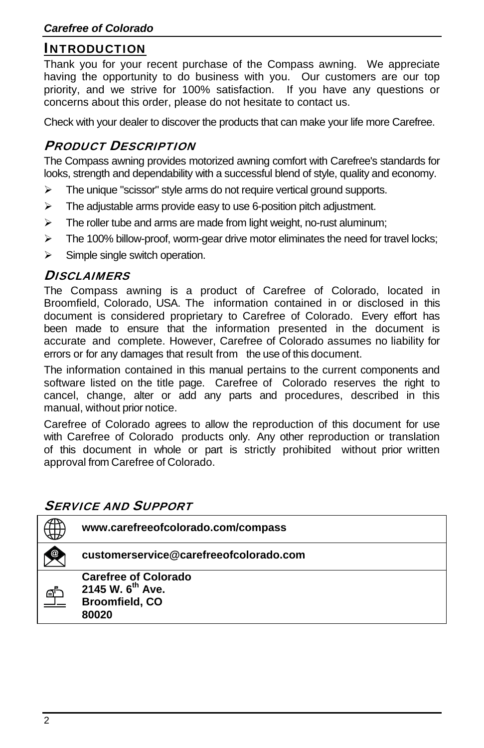## INTRODUCTION

Thank you for your recent purchase of the Compass awning. We appreciate having the opportunity to do business with you. Our customers are our top priority, and we strive for 100% satisfaction. If you have any questions or concerns about this order, please do not hesitate to contact us.

Check with your dealer to discover the products that can make your life more Carefree.

### PRODUCT DESCRIPTION

The Compass awning provides motorized awning comfort with Carefree's standards for looks, strength and dependability with a successful blend of style, quality and economy.

- The unique "scissor" style arms do not require vertical ground supports.
- The adjustable arms provide easy to use 6-position pitch adjustment.
- The roller tube and arms are made from light weight, no-rust aluminum;
- The 100% billow-proof, worm-gear drive motor eliminates the need for travel locks;
- Simple single switch operation.

### DISCLAIMERS

The Compass awning is a product of Carefree of Colorado, located in Broomfield, Colorado, USA. The information contained in or disclosed in this document is considered proprietary to Carefree of Colorado. Every effort has been made to ensure that the information presented in the document is accurate and complete. However, Carefree of Colorado assumes no liability for errors or for any damages that result from the use of this document.

The information contained in this manual pertains to the current components and software listed on the title page. Carefree of Colorado reserves the right to cancel, change, alter or add any parts and procedures, described in this manual, without prior notice.

Carefree of Colorado agrees to allow the reproduction of this document for use with Carefree of Colorado products only. Any other reproduction or translation of this document in whole or part is strictly prohibited without prior written approval from Carefree of Colorado.

### SERVICE AND SUPPORT

| | |
|---|---|
| Web | **www.carefreeofcolorado.com/compass** |
| Email | **customerservice@carefreeofcolorado.com** |
| Mail | **Carefree of Colorado**<br>**2145 W. 6th Ave.**<br>**Broomfield, CO**<br>**80020** |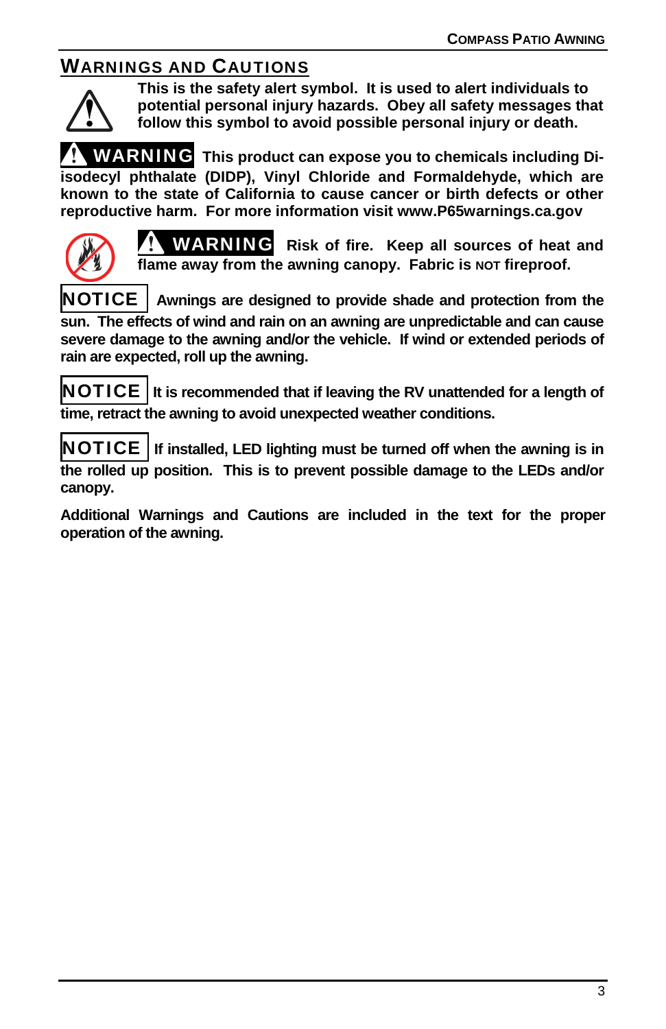## WARNINGS AND CAUTIONS

**This is the safety alert symbol. It is used to alert individuals to potential personal injury hazards. Obey all safety messages that follow this symbol to avoid possible personal injury or death.**

**WARNING** **This product can expose you to chemicals including Di-isodecyl phthalate (DIDP), Vinyl Chloride and Formaldehyde, which are known to the state of California to cause cancer or birth defects or other reproductive harm. For more information visit www.P65warnings.ca.gov**

**WARNING** **Risk of fire. Keep all sources of heat and flame away from the awning canopy. Fabric is NOT fireproof.**

**NOTICE** **Awnings are designed to provide shade and protection from the sun. The effects of wind and rain on an awning are unpredictable and can cause severe damage to the awning and/or the vehicle. If wind or extended periods of rain are expected, roll up the awning.**

**NOTICE** **It is recommended that if leaving the RV unattended for a length of time, retract the awning to avoid unexpected weather conditions.**

**NOTICE** **If installed, LED lighting must be turned off when the awning is in the rolled up position. This is to prevent possible damage to the LEDs and/or canopy.**

**Additional Warnings and Cautions are included in the text for the proper operation of the awning.**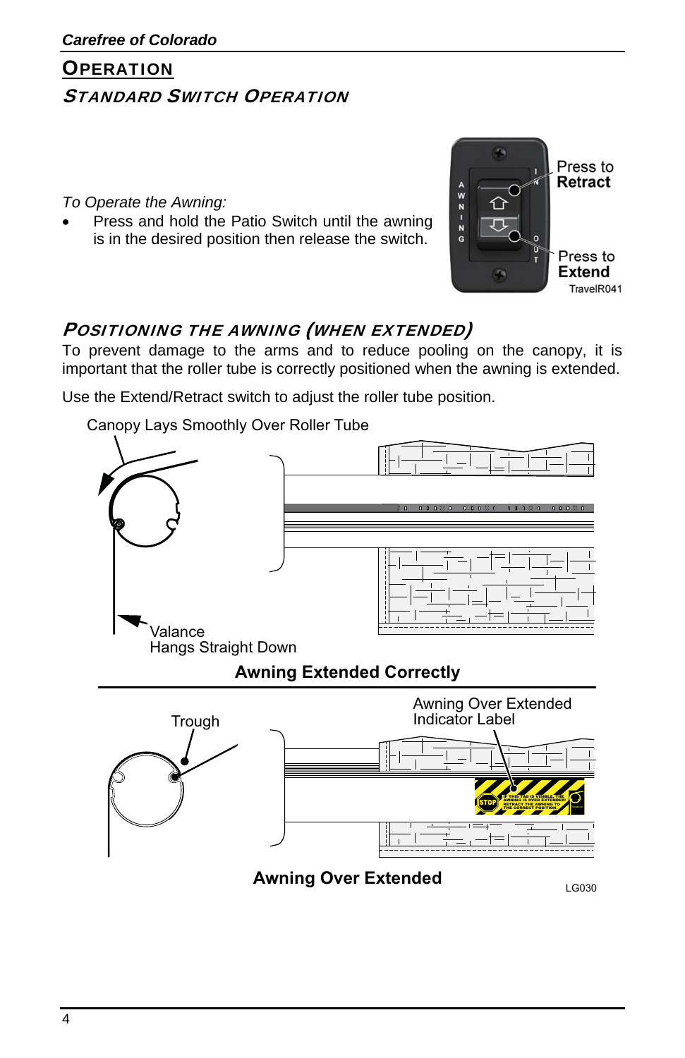# OPERATION

## STANDARD SWITCH OPERATION

*To Operate the Awning:*

- Press and hold the Patio Switch until the awning is in the desired position then release the switch.

Press to **Retract**

Press to **Extend**

TravelR041

## POSITIONING THE AWNING (WHEN EXTENDED)

To prevent damage to the arms and to reduce pooling on the canopy, it is important that the roller tube is correctly positioned when the awning is extended.

Use the Extend/Retract switch to adjust the roller tube position.

Canopy Lays Smoothly Over Roller Tube

Valance
Hangs Straight Down

**Awning Extended Correctly**

Trough

Awning Over Extended
Indicator Label

**Awning Over Extended**

LG030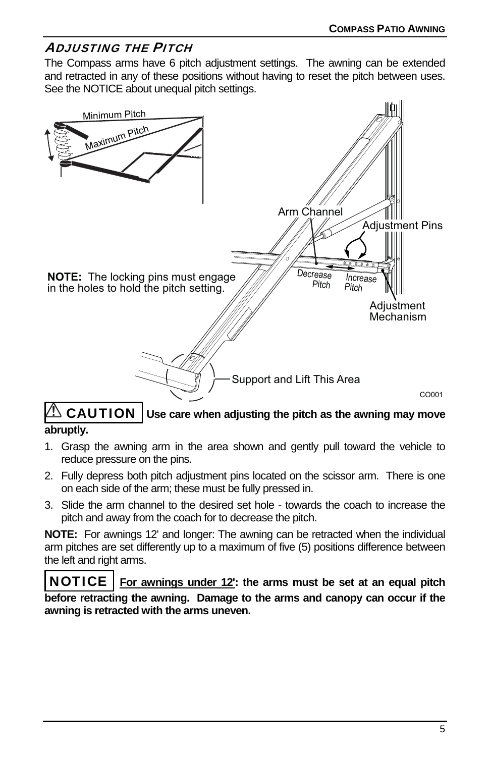## Adjusting the Pitch

The Compass arms have 6 pitch adjustment settings. The awning can be extended and retracted in any of these positions without having to reset the pitch between uses. See the NOTICE about unequal pitch settings.

**NOTE:** The locking pins must engage in the holes to hold the pitch setting.

⚠ **CAUTION** **Use care when adjusting the pitch as the awning may move abruptly.**

1. Grasp the awning arm in the area shown and gently pull toward the vehicle to reduce pressure on the pins.
2. Fully depress both pitch adjustment pins located on the scissor arm. There is one on each side of the arm; these must be fully pressed in.
3. Slide the arm channel to the desired set hole - towards the coach to increase the pitch and away from the coach for to decrease the pitch.

**NOTE:** For awnings 12' and longer: The awning can be retracted when the individual arm pitches are set differently up to a maximum of five (5) positions difference between the left and right arms.

**NOTICE** **For awnings under 12': the arms must be set at an equal pitch before retracting the awning. Damage to the arms and canopy can occur if the awning is retracted with the arms uneven.**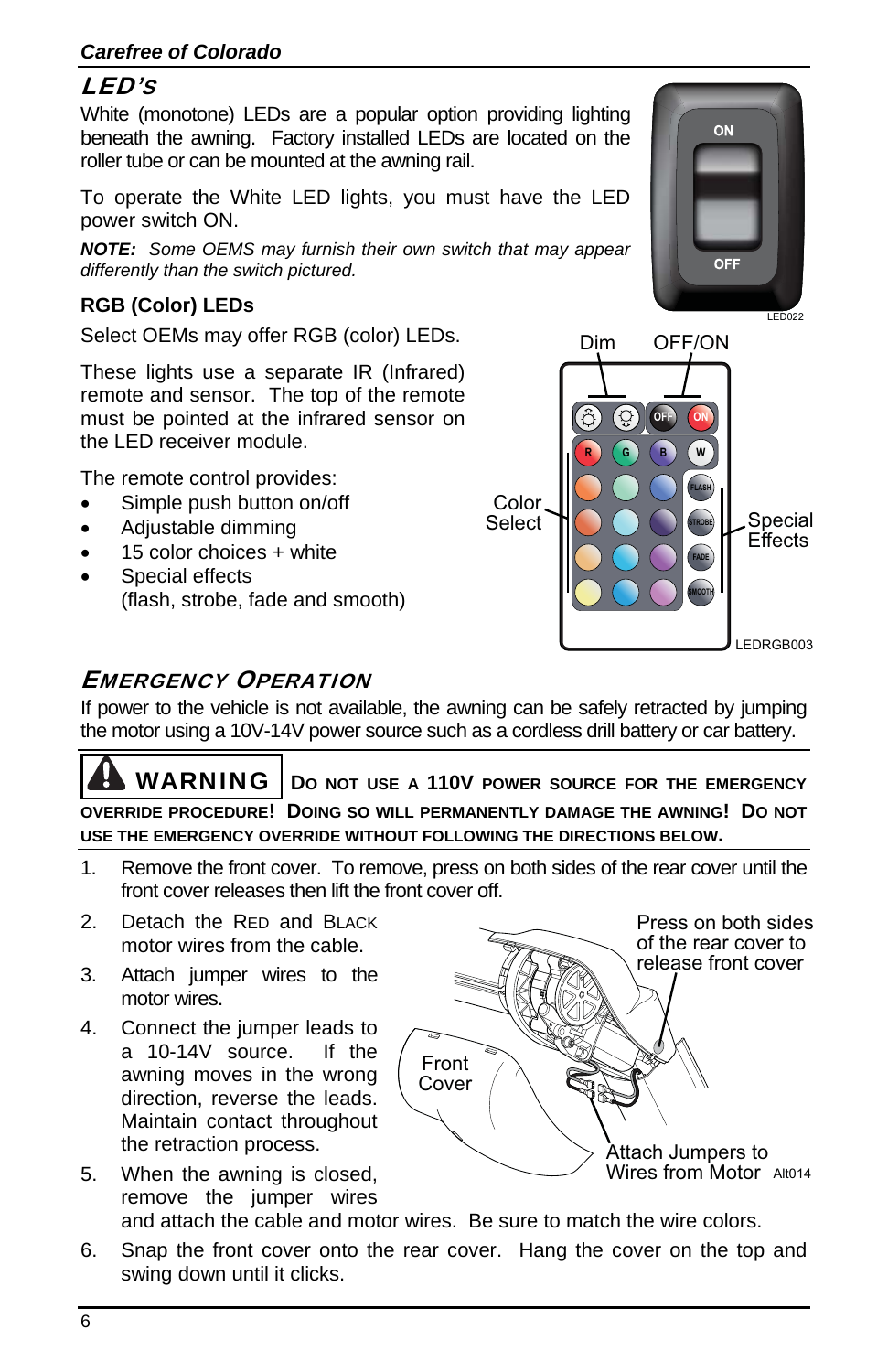## LED's

White (monotone) LEDs are a popular option providing lighting beneath the awning. Factory installed LEDs are located on the roller tube or can be mounted at the awning rail.

To operate the White LED lights, you must have the LED power switch ON.

***NOTE:*** *Some OEMS may furnish their own switch that may appear differently than the switch pictured.*

ON

OFF

LED022

### RGB (Color) LEDs

Select OEMs may offer RGB (color) LEDs.

These lights use a separate IR (Infrared) remote and sensor. The top of the remote must be pointed at the infrared sensor on the LED receiver module.

The remote control provides:

- Simple push button on/off
- Adjustable dimming
- 15 color choices + white
- Special effects (flash, strobe, fade and smooth)

Dim OFF/ON

Color Select

Special Effects

LEDRGB003

## Emergency Operation

If power to the vehicle is not available, the awning can be safely retracted by jumping the motor using a 10V-14V power source such as a cordless drill battery or car battery.

**WARNING** **DO NOT USE A 110V POWER SOURCE FOR THE EMERGENCY OVERRIDE PROCEDURE! DOING SO WILL PERMANENTLY DAMAGE THE AWNING! DO NOT USE THE EMERGENCY OVERRIDE WITHOUT FOLLOWING THE DIRECTIONS BELOW.**

1. Remove the front cover. To remove, press on both sides of the rear cover until the front cover releases then lift the front cover off.
2. Detach the RED and BLACK motor wires from the cable.
3. Attach jumper wires to the motor wires.
4. Connect the jumper leads to a 10-14V source. If the awning moves in the wrong direction, reverse the leads. Maintain contact throughout the retraction process.
5. When the awning is closed, remove the jumper wires and attach the cable and motor wires. Be sure to match the wire colors.
6. Snap the front cover onto the rear cover. Hang the cover on the top and swing down until it clicks.

Press on both sides of the rear cover to release front cover

Front Cover

Attach Jumpers to Wires from Motor Alt014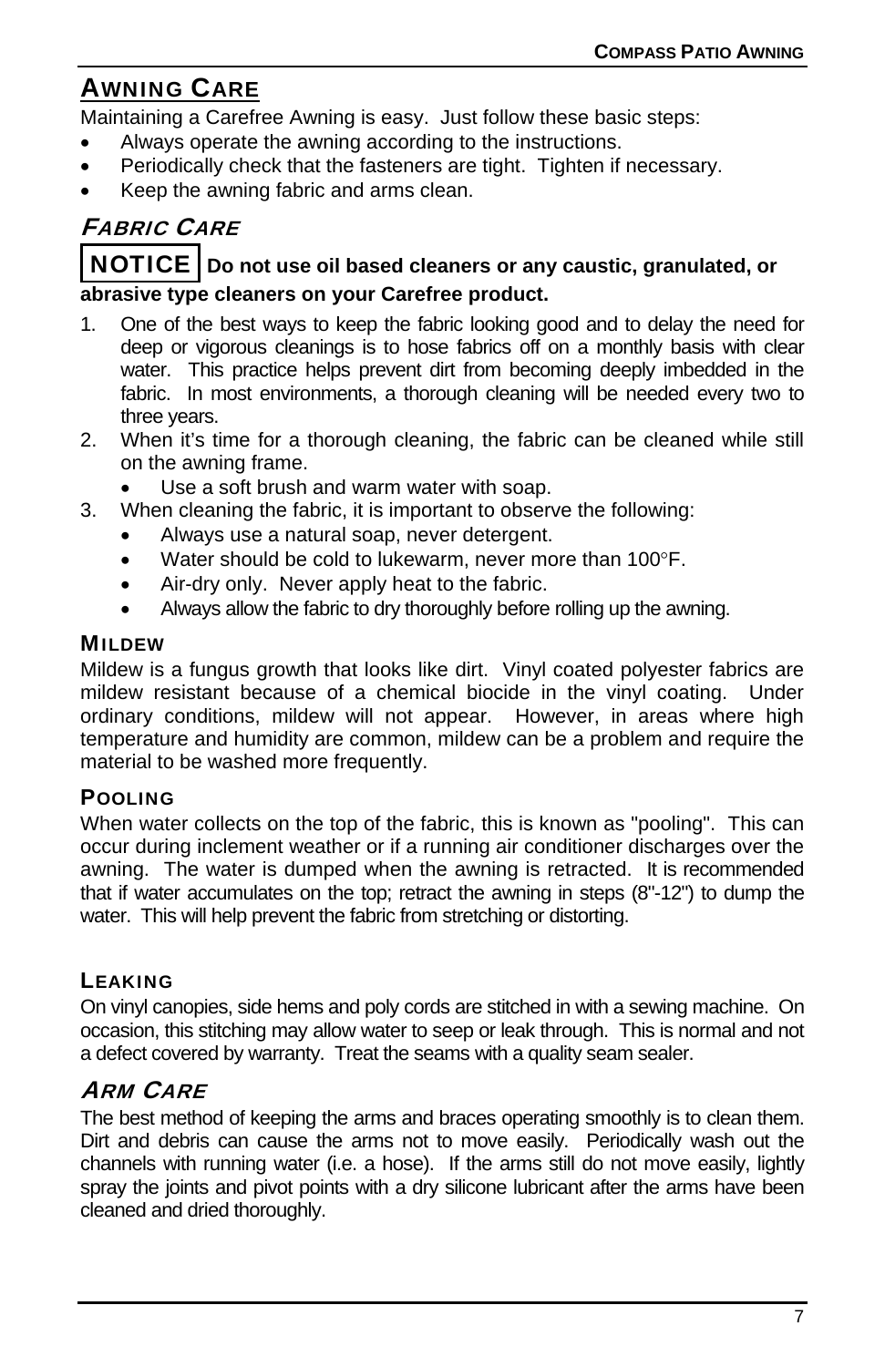## AWNING CARE

Maintaining a Carefree Awning is easy. Just follow these basic steps:

- Always operate the awning according to the instructions.
- Periodically check that the fasteners are tight. Tighten if necessary.
- Keep the awning fabric and arms clean.

### *FABRIC CARE*

**NOTICE** **Do not use oil based cleaners or any caustic, granulated, or abrasive type cleaners on your Carefree product.**

1. One of the best ways to keep the fabric looking good and to delay the need for deep or vigorous cleanings is to hose fabrics off on a monthly basis with clear water. This practice helps prevent dirt from becoming deeply imbedded in the fabric. In most environments, a thorough cleaning will be needed every two to three years.
2. When it's time for a thorough cleaning, the fabric can be cleaned while still on the awning frame.
   - Use a soft brush and warm water with soap.
3. When cleaning the fabric, it is important to observe the following:
   - Always use a natural soap, never detergent.
   - Water should be cold to lukewarm, never more than 100°F.
   - Air-dry only. Never apply heat to the fabric.
   - Always allow the fabric to dry thoroughly before rolling up the awning.

#### MILDEW

Mildew is a fungus growth that looks like dirt. Vinyl coated polyester fabrics are mildew resistant because of a chemical biocide in the vinyl coating. Under ordinary conditions, mildew will not appear. However, in areas where high temperature and humidity are common, mildew can be a problem and require the material to be washed more frequently.

#### POOLING

When water collects on the top of the fabric, this is known as "pooling". This can occur during inclement weather or if a running air conditioner discharges over the awning. The water is dumped when the awning is retracted. It is recommended that if water accumulates on the top; retract the awning in steps (8"-12") to dump the water. This will help prevent the fabric from stretching or distorting.

#### LEAKING

On vinyl canopies, side hems and poly cords are stitched in with a sewing machine. On occasion, this stitching may allow water to seep or leak through. This is normal and not a defect covered by warranty. Treat the seams with a quality seam sealer.

### *ARM CARE*

The best method of keeping the arms and braces operating smoothly is to clean them. Dirt and debris can cause the arms not to move easily. Periodically wash out the channels with running water (i.e. a hose). If the arms still do not move easily, lightly spray the joints and pivot points with a dry silicone lubricant after the arms have been cleaned and dried thoroughly.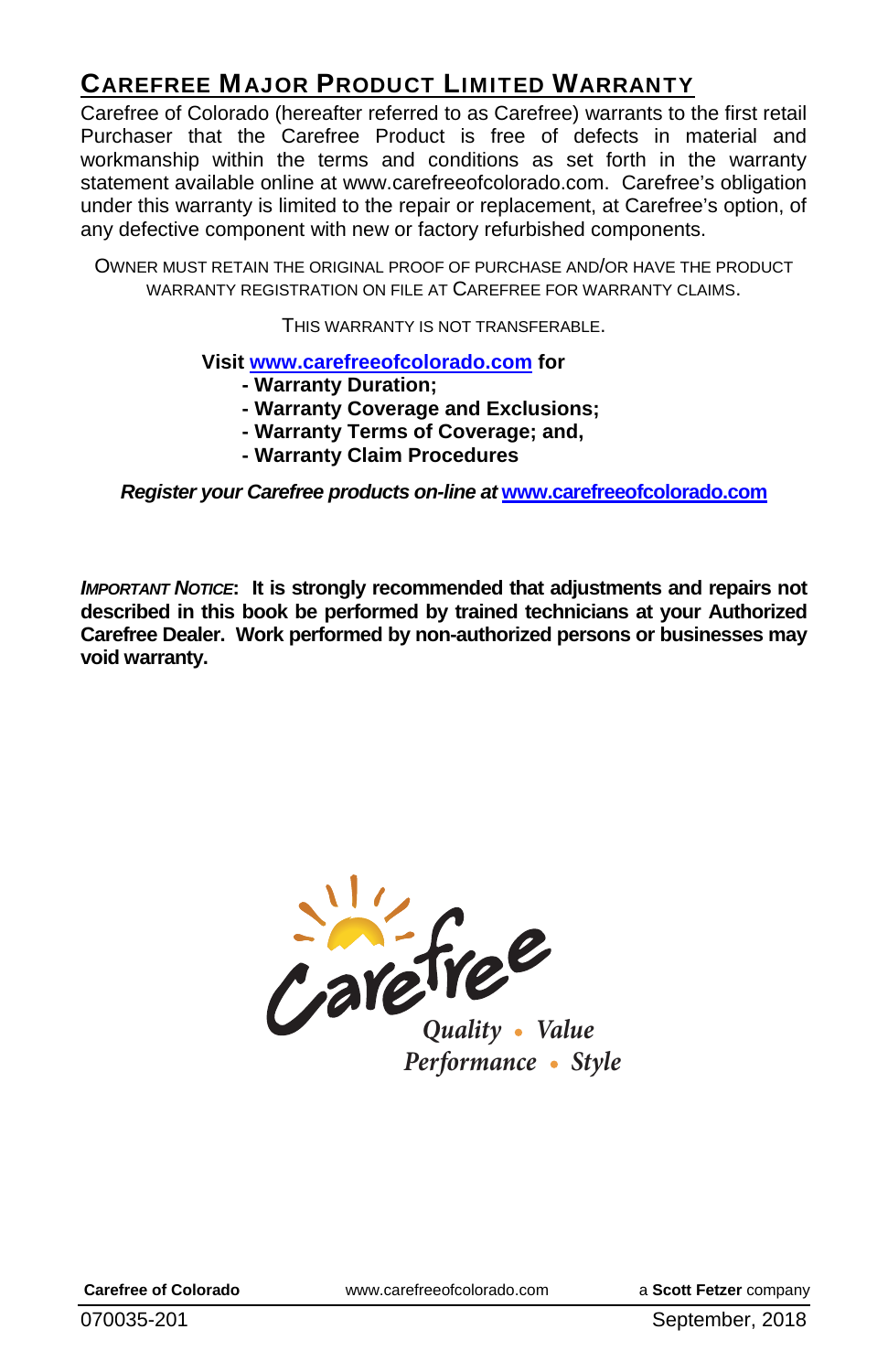# CAREFREE MAJOR PRODUCT LIMITED WARRANTY

Carefree of Colorado (hereafter referred to as Carefree) warrants to the first retail Purchaser that the Carefree Product is free of defects in material and workmanship within the terms and conditions as set forth in the warranty statement available online at www.carefreeofcolorado.com. Carefree's obligation under this warranty is limited to the repair or replacement, at Carefree's option, of any defective component with new or factory refurbished components.

OWNER MUST RETAIN THE ORIGINAL PROOF OF PURCHASE AND/OR HAVE THE PRODUCT WARRANTY REGISTRATION ON FILE AT CAREFREE FOR WARRANTY CLAIMS.

THIS WARRANTY IS NOT TRANSFERABLE.

**Visit www.carefreeofcolorado.com for**

- **Warranty Duration;**
- **Warranty Coverage and Exclusions;**
- **Warranty Terms of Coverage; and,**
- **Warranty Claim Procedures**

***Register your Carefree products on-line at www.carefreeofcolorado.com***

***IMPORTANT NOTICE*: It is strongly recommended that adjustments and repairs not described in this book be performed by trained technicians at your Authorized Carefree Dealer. Work performed by non-authorized persons or businesses may void warranty.**

Carefree

*Quality • Value*
*Performance • Style*

**Carefree of Colorado** www.carefreeofcolorado.com a **Scott Fetzer** company

070035-201 September, 2018